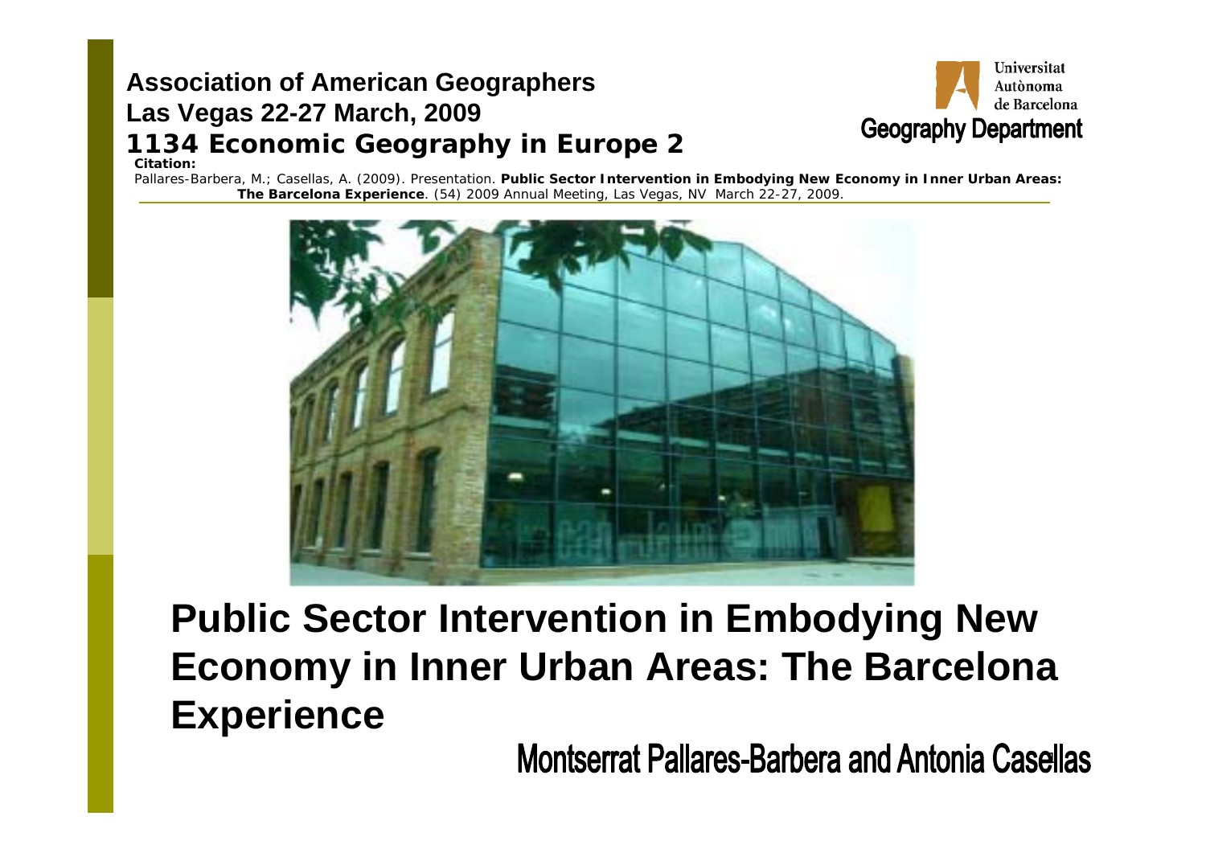**Association of American Geographers**
**Las Vegas 22-27 March, 2009**
**1134 Economic Geography in Europe 2**

Universitat Autònoma de Barcelona
Geography Department

**Citation:**
Pallares-Barbera, M.; Casellas, A. (2009). Presentation. **Public Sector Intervention in Embodying New Economy in Inner Urban Areas: The Barcelona Experience**. (54) 2009 Annual Meeting, Las Vegas, NV March 22-27, 2009.

# Public Sector Intervention in Embodying New Economy in Inner Urban Areas: The Barcelona Experience

Montserrat Pallares-Barbera and Antonia Casellas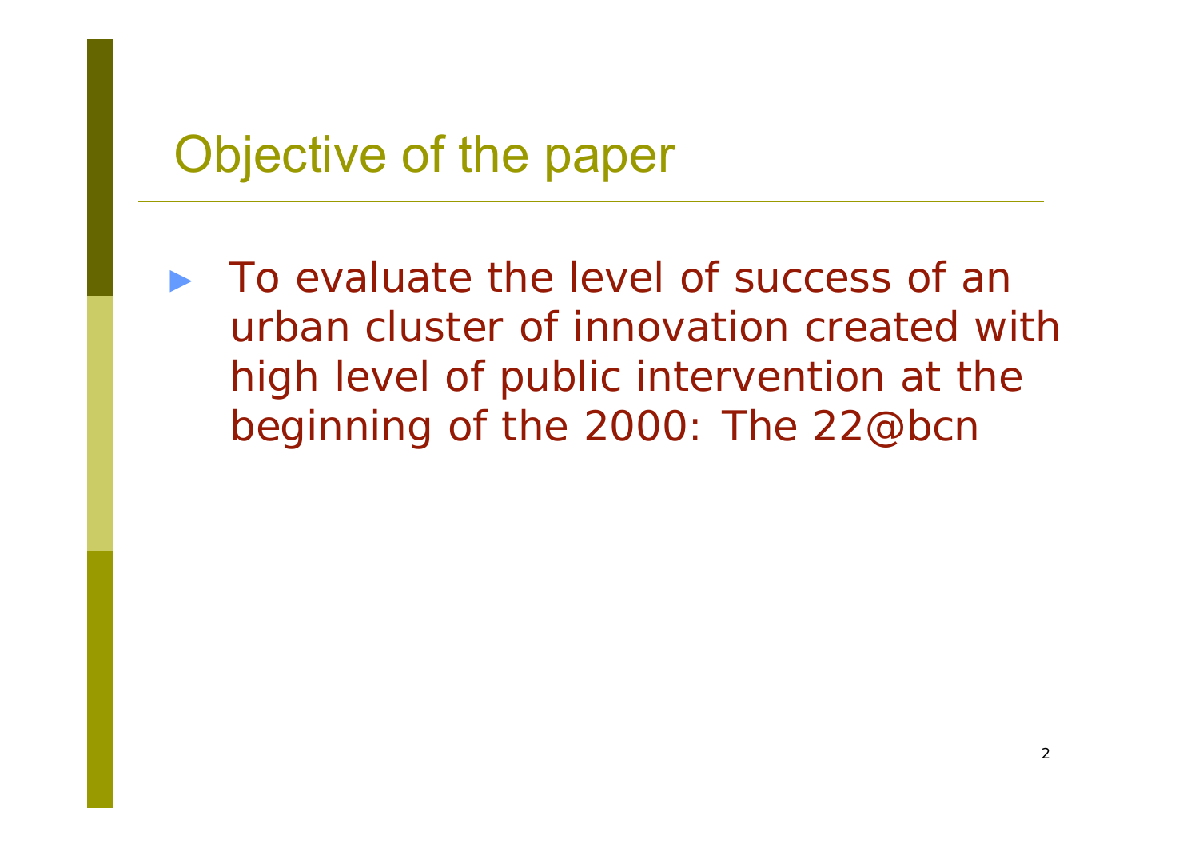# Objective of the paper

- To evaluate the level of success of an urban cluster of innovation created with high level of public intervention at the beginning of the 2000: The 22@bcn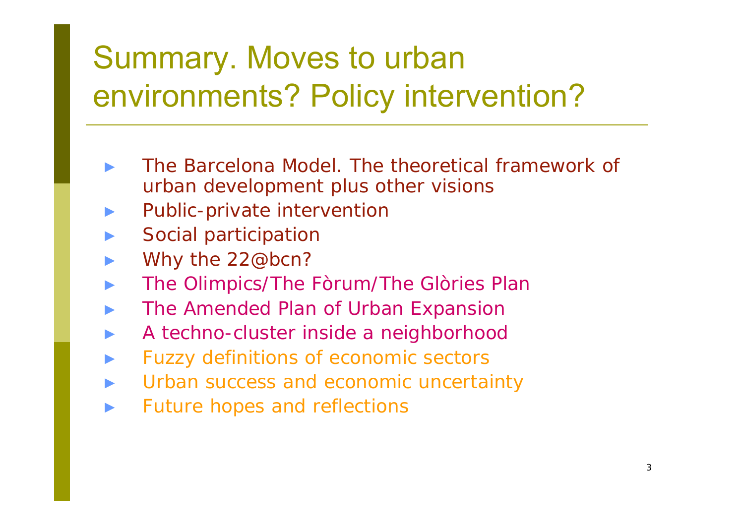# Summary. Moves to urban environments? Policy intervention?

- The Barcelona Model. The theoretical framework of urban development plus other visions
- Public-private intervention
- Social participation
- Why the 22@bcn?
- The Olimpics/The Fòrum/The Glòries Plan
- The Amended Plan of Urban Expansion
- A techno-cluster inside a neighborhood
- Fuzzy definitions of economic sectors
- Urban success and economic uncertainty
- Future hopes and reflections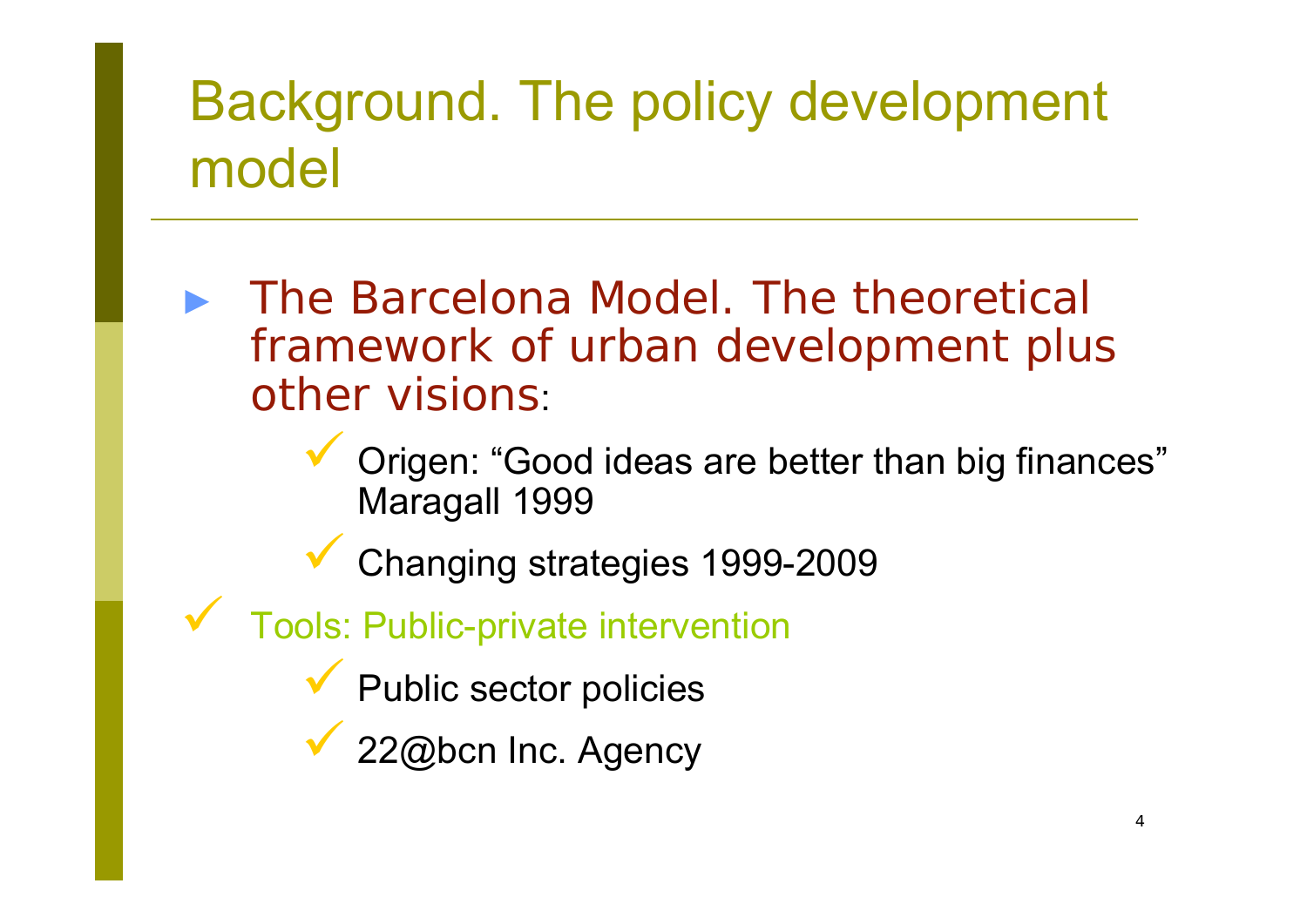# Background. The policy development model

- The Barcelona Model. The theoretical framework of urban development plus other visions:
  - Origen: “Good ideas are better than big finances” Maragall 1999
  - Changing strategies 1999-2009
- Tools: Public-private intervention
  - Public sector policies
  - 22@bcn Inc. Agency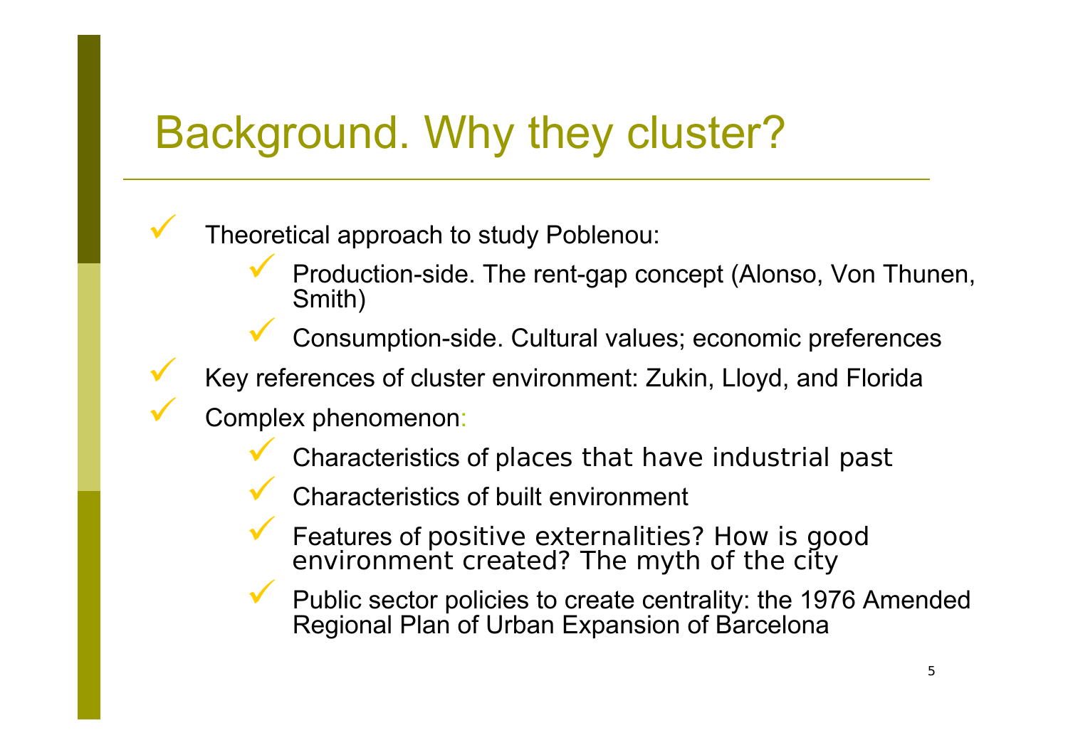# Background. Why they cluster?

- Theoretical approach to study Poblenou:
  - Production-side. The rent-gap concept (Alonso, Von Thunen, Smith)
  - Consumption-side. Cultural values; economic preferences
- Key references of cluster environment: Zukin, Lloyd, and Florida
- Complex phenomenon:
  - Characteristics of places that have industrial past
  - Characteristics of built environment
  - Features of positive externalities? How is good environment created? The myth of the city
  - Public sector policies to create centrality: the 1976 Amended Regional Plan of Urban Expansion of Barcelona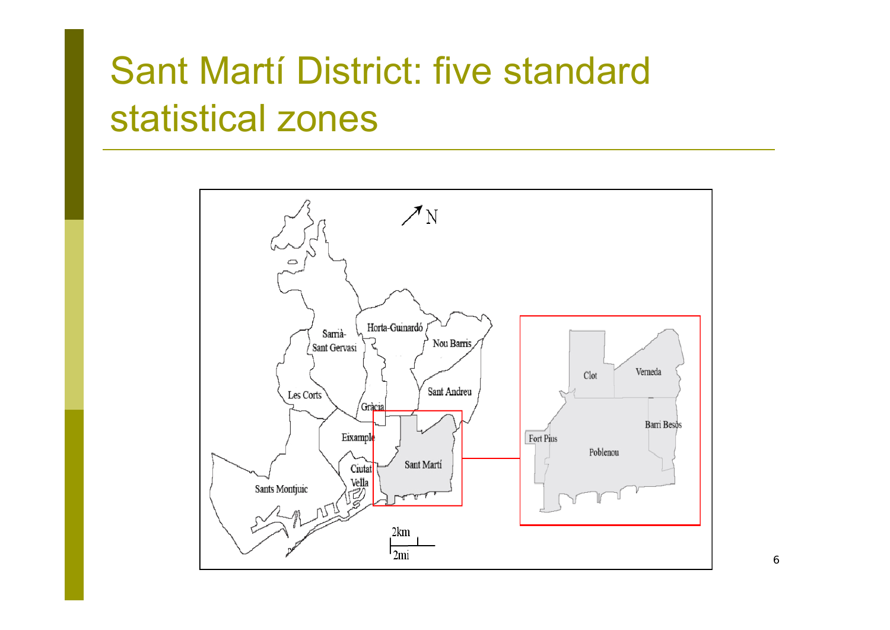# Sant Martí District: five standard statistical zones

N

Sarrià-Sant Gervasi

Horta-Guinardó

Nou Barris

Les Corts

Sant Andreu

Gràcia

Eixample

Sant Martí

Ciutat Vella

Sants Montjuic

2km

2mi

Clot

Verneda

Barri Besòs

Fort Pius

Poblenou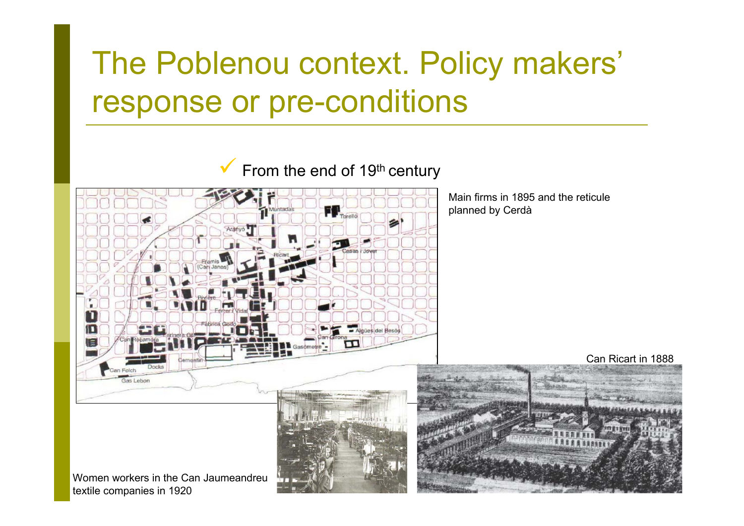# The Poblenou context. Policy makers' response or pre-conditions

- ✓ From the end of 19th century

Main firms in 1895 and the reticule planned by Cerdà

Can Ricart in 1888

Women workers in the Can Jaumeandreu textile companies in 1920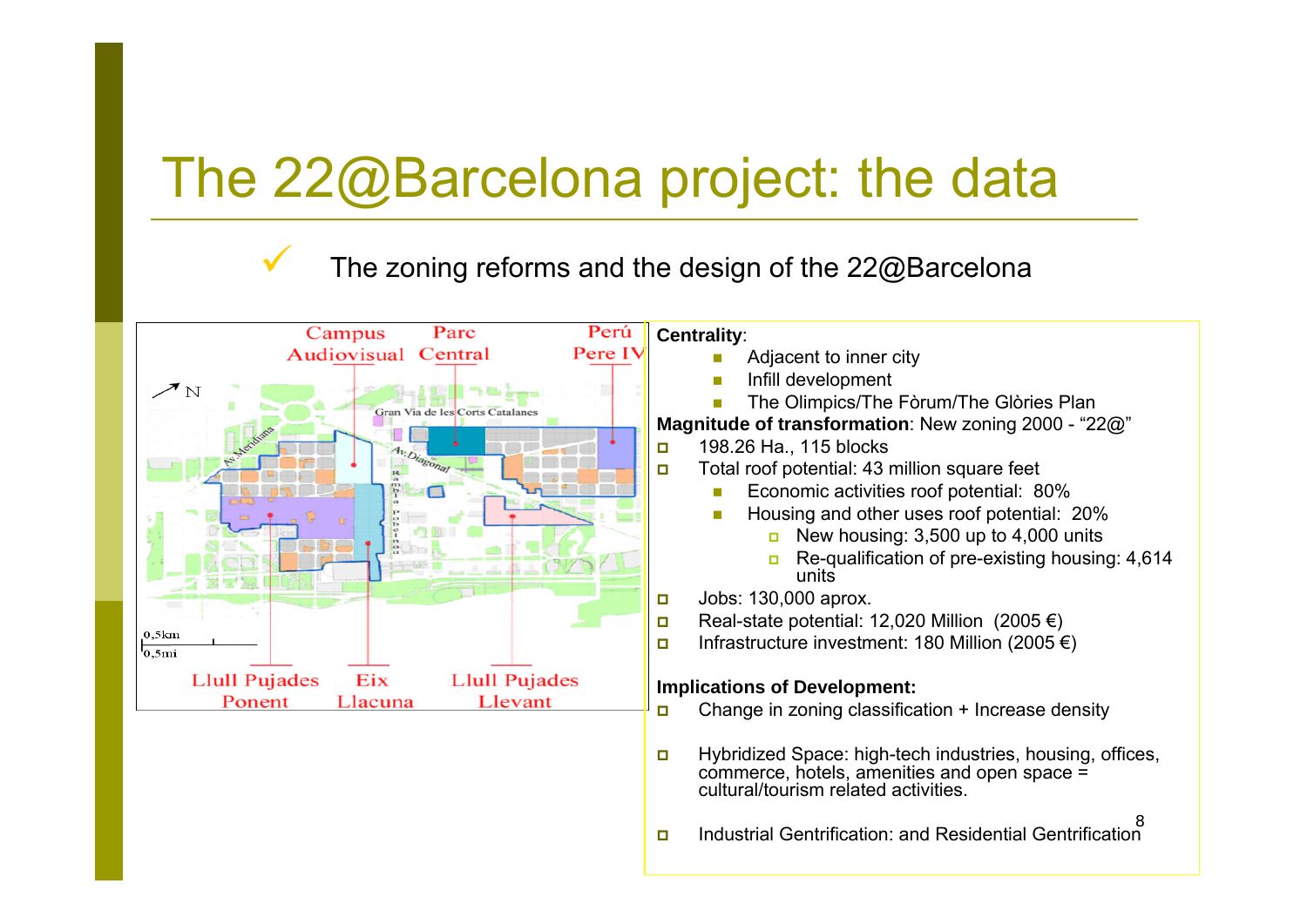# The 22@Barcelona project: the data

✓ The zoning reforms and the design of the 22@Barcelona

Campus Audiovisual | Parc Central | Perú Pere IV

Gran Via de les Corts Catalanes | Av. Diagonal | Av. Meridiana | Rambla Poblenou

0,5km | 0,5mi

Llull Pujades Ponent | Eix Llacuna | Llull Pujades Llevant

**Centrality**:

- Adjacent to inner city
- Infill development
- The Olimpics/The Fòrum/The Glòries Plan

**Magnitude of transformation**: New zoning 2000 - "22@"

- 198.26 Ha., 115 blocks
- Total roof potential: 43 million square feet
  - Economic activities roof potential: 80%
  - Housing and other uses roof potential: 20%
    - New housing: 3,500 up to 4,000 units
    - Re-qualification of pre-existing housing: 4,614 units
- Jobs: 130,000 aprox.
- Real-state potential: 12,020 Million (2005 €)
- Infrastructure investment: 180 Million (2005 €)

**Implications of Development:**

- Change in zoning classification + Increase density
- Hybridized Space: high-tech industries, housing, offices, commerce, hotels, amenities and open space = cultural/tourism related activities.
- Industrial Gentrification: and Residential Gentrification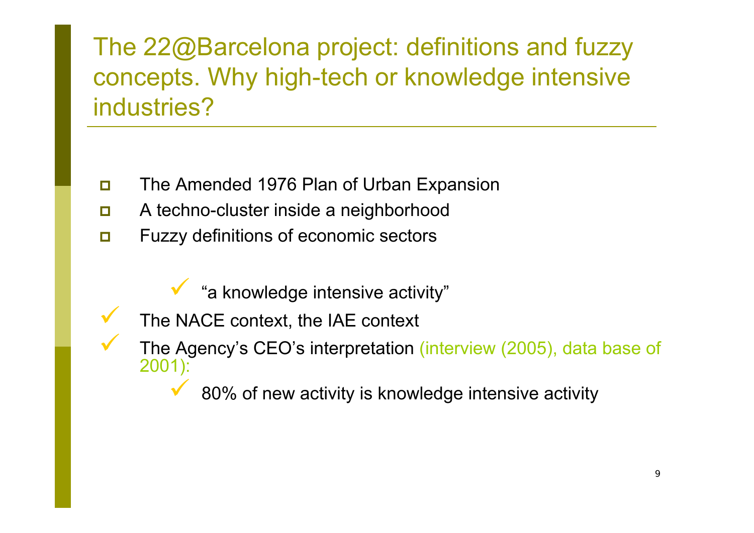# The 22@Barcelona project: definitions and fuzzy concepts. Why high-tech or knowledge intensive industries?

- The Amended 1976 Plan of Urban Expansion
- A techno-cluster inside a neighborhood
- Fuzzy definitions of economic sectors
  - "a knowledge intensive activity"
- The NACE context, the IAE context
- The Agency's CEO's interpretation (interview (2005), data base of 2001):
  - 80% of new activity is knowledge intensive activity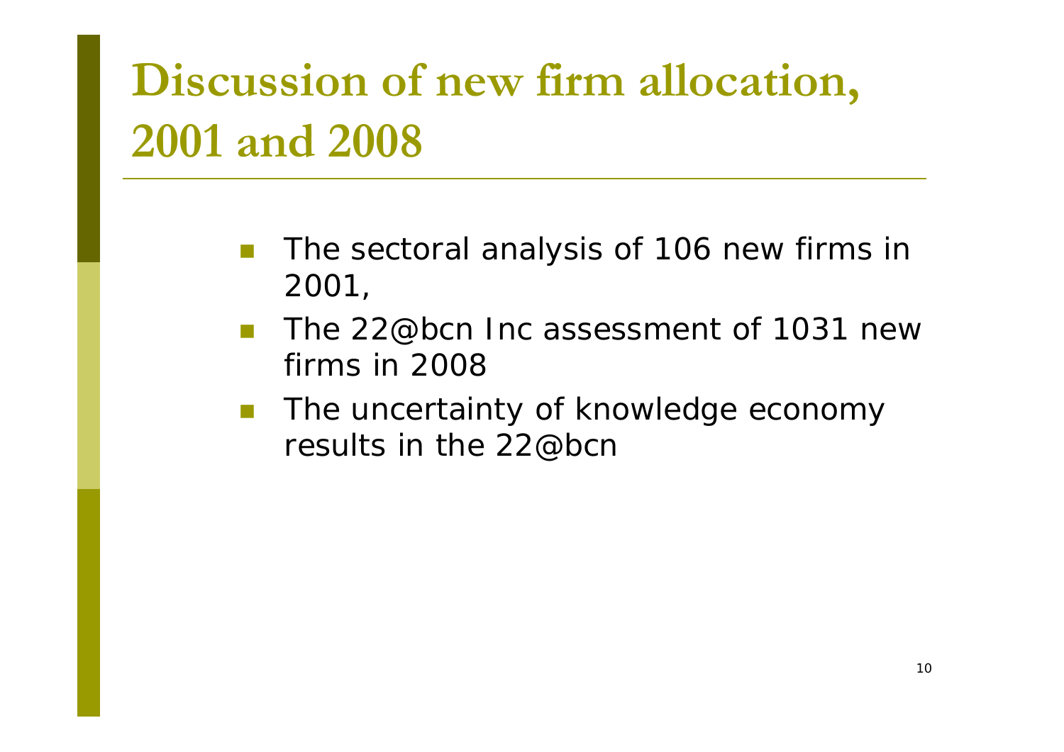# Discussion of new firm allocation, 2001 and 2008

- The sectoral analysis of 106 new firms in 2001,
- The 22@bcn Inc assessment of 1031 new firms in 2008
- The uncertainty of knowledge economy results in the 22@bcn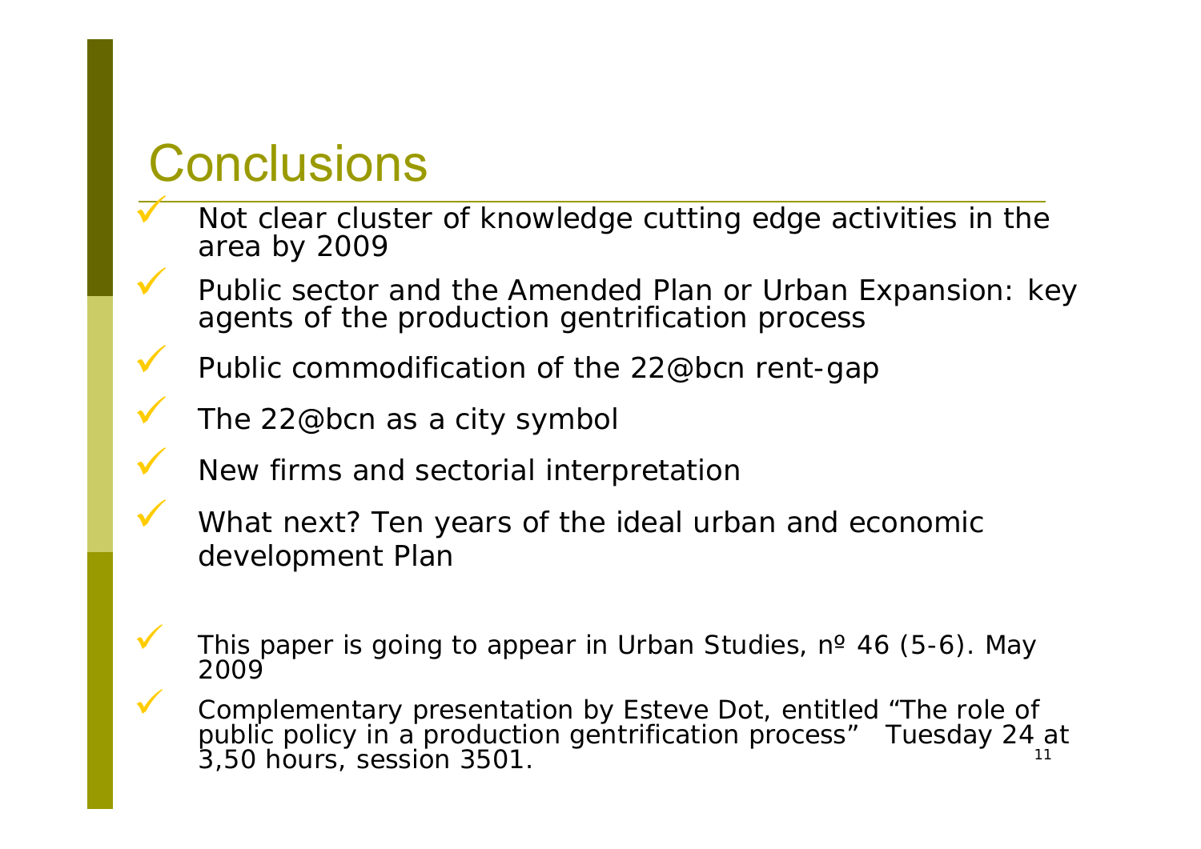# Conclusions

- Not clear cluster of knowledge cutting edge activities in the area by 2009
- Public sector and the Amended Plan or Urban Expansion: key agents of the production gentrification process
- Public commodification of the 22@bcn rent-gap
- The 22@bcn as a city symbol
- New firms and sectorial interpretation
- What next? Ten years of the ideal urban and economic development Plan

- This paper is going to appear in Urban Studies, nº 46 (5-6). May 2009
- Complementary presentation by Esteve Dot, entitled "The role of public policy in a production gentrification process" Tuesday 24 at 3,50 hours, session 3501.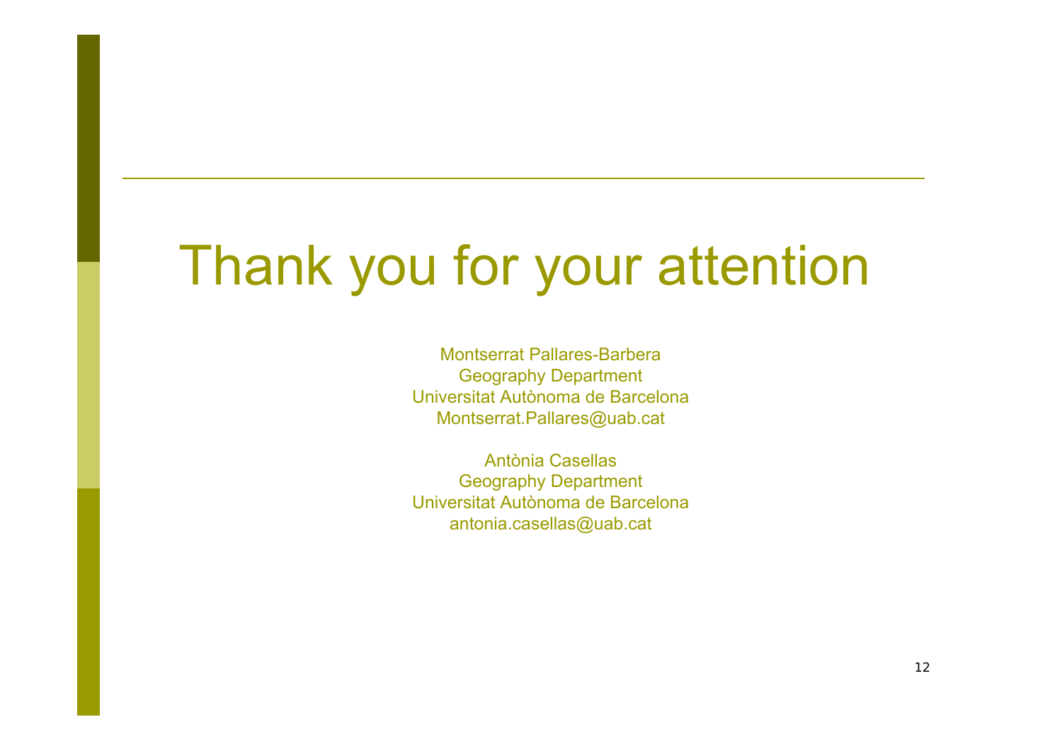# Thank you for your attention

Montserrat Pallares-Barbera
Geography Department
Universitat Autònoma de Barcelona
Montserrat.Pallares@uab.cat

Antònia Casellas
Geography Department
Universitat Autònoma de Barcelona
antonia.casellas@uab.cat